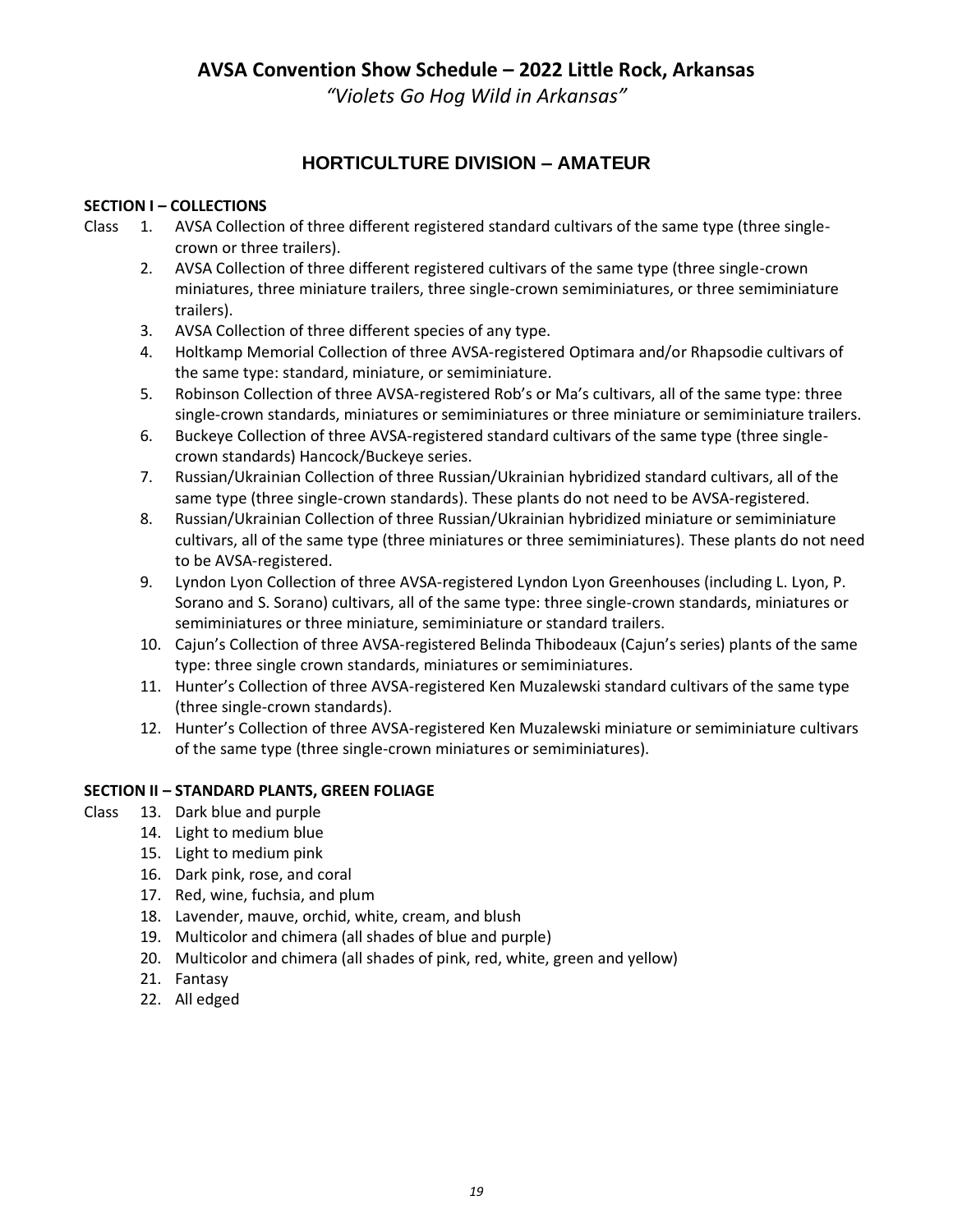# AVSA Convention Show Schedule – 2022 Little Rock, Arkansas

*"Violets Go Hog Wild in Arkansas"*

## HORTICULTURE DIVISION – AMATEUR

**SECTION I – COLLECTIONS**

Class

1. AVSA Collection of three different registered standard cultivars of the same type (three single-crown or three trailers).
2. AVSA Collection of three different registered cultivars of the same type (three single-crown miniatures, three miniature trailers, three single-crown semiminiatures, or three semiminiature trailers).
3. AVSA Collection of three different species of any type.
4. Holtkamp Memorial Collection of three AVSA-registered Optimara and/or Rhapsodie cultivars of the same type: standard, miniature, or semiminiature.
5. Robinson Collection of three AVSA-registered Rob's or Ma's cultivars, all of the same type: three single-crown standards, miniatures or semiminiatures or three miniature or semiminiature trailers.
6. Buckeye Collection of three AVSA-registered standard cultivars of the same type (three single-crown standards) Hancock/Buckeye series.
7. Russian/Ukrainian Collection of three Russian/Ukrainian hybridized standard cultivars, all of the same type (three single-crown standards). These plants do not need to be AVSA-registered.
8. Russian/Ukrainian Collection of three Russian/Ukrainian hybridized miniature or semiminiature cultivars, all of the same type (three miniatures or three semiminiatures). These plants do not need to be AVSA-registered.
9. Lyndon Lyon Collection of three AVSA-registered Lyndon Lyon Greenhouses (including L. Lyon, P. Sorano and S. Sorano) cultivars, all of the same type: three single-crown standards, miniatures or semiminiatures or three miniature, semiminiature or standard trailers.
10. Cajun's Collection of three AVSA-registered Belinda Thibodeaux (Cajun's series) plants of the same type: three single crown standards, miniatures or semiminiatures.
11. Hunter's Collection of three AVSA-registered Ken Muzalewski standard cultivars of the same type (three single-crown standards).
12. Hunter's Collection of three AVSA-registered Ken Muzalewski miniature or semiminiature cultivars of the same type (three single-crown miniatures or semiminiatures).

**SECTION II – STANDARD PLANTS, GREEN FOLIAGE**

Class

13. Dark blue and purple
14. Light to medium blue
15. Light to medium pink
16. Dark pink, rose, and coral
17. Red, wine, fuchsia, and plum
18. Lavender, mauve, orchid, white, cream, and blush
19. Multicolor and chimera (all shades of blue and purple)
20. Multicolor and chimera (all shades of pink, red, white, green and yellow)
21. Fantasy
22. All edged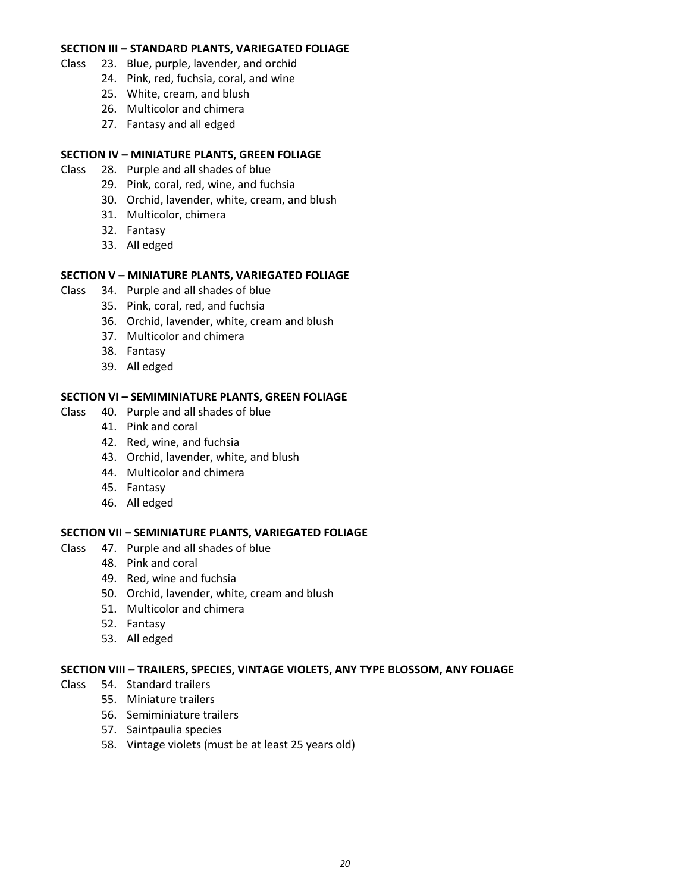**SECTION III – STANDARD PLANTS, VARIEGATED FOLIAGE**

Class 23. Blue, purple, lavender, and orchid
24. Pink, red, fuchsia, coral, and wine
25. White, cream, and blush
26. Multicolor and chimera
27. Fantasy and all edged

**SECTION IV – MINIATURE PLANTS, GREEN FOLIAGE**

Class 28. Purple and all shades of blue
29. Pink, coral, red, wine, and fuchsia
30. Orchid, lavender, white, cream, and blush
31. Multicolor, chimera
32. Fantasy
33. All edged

**SECTION V – MINIATURE PLANTS, VARIEGATED FOLIAGE**

Class 34. Purple and all shades of blue
35. Pink, coral, red, and fuchsia
36. Orchid, lavender, white, cream and blush
37. Multicolor and chimera
38. Fantasy
39. All edged

**SECTION VI – SEMIMINIATURE PLANTS, GREEN FOLIAGE**

Class 40. Purple and all shades of blue
41. Pink and coral
42. Red, wine, and fuchsia
43. Orchid, lavender, white, and blush
44. Multicolor and chimera
45. Fantasy
46. All edged

**SECTION VII – SEMINIATURE PLANTS, VARIEGATED FOLIAGE**

Class 47. Purple and all shades of blue
48. Pink and coral
49. Red, wine and fuchsia
50. Orchid, lavender, white, cream and blush
51. Multicolor and chimera
52. Fantasy
53. All edged

**SECTION VIII – TRAILERS, SPECIES, VINTAGE VIOLETS, ANY TYPE BLOSSOM, ANY FOLIAGE**

Class 54. Standard trailers
55. Miniature trailers
56. Semiminiature trailers
57. Saintpaulia species
58. Vintage violets (must be at least 25 years old)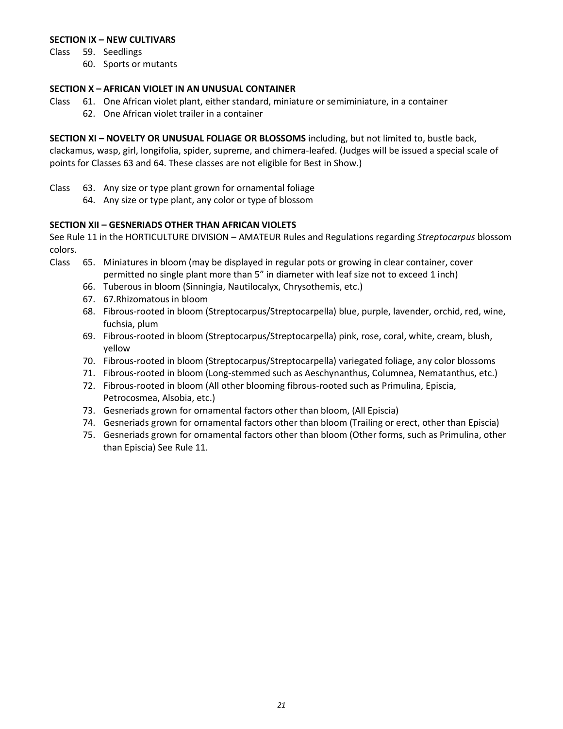**SECTION IX – NEW CULTIVARS**

Class 59. Seedlings

60. Sports or mutants

**SECTION X – AFRICAN VIOLET IN AN UNUSUAL CONTAINER**

Class 61. One African violet plant, either standard, miniature or semiminiature, in a container

62. One African violet trailer in a container

**SECTION XI – NOVELTY OR UNUSUAL FOLIAGE OR BLOSSOMS** including, but not limited to, bustle back, clackamus, wasp, girl, longifolia, spider, supreme, and chimera-leafed. (Judges will be issued a special scale of points for Classes 63 and 64. These classes are not eligible for Best in Show.)

Class 63. Any size or type plant grown for ornamental foliage

64. Any size or type plant, any color or type of blossom

**SECTION XII – GESNERIADS OTHER THAN AFRICAN VIOLETS**

See Rule 11 in the HORTICULTURE DIVISION – AMATEUR Rules and Regulations regarding *Streptocarpus* blossom colors.

Class 65. Miniatures in bloom (may be displayed in regular pots or growing in clear container, cover permitted no single plant more than 5" in diameter with leaf size not to exceed 1 inch)

66. Tuberous in bloom (Sinningia, Nautilocalyx, Chrysothemis, etc.)

67. 67.Rhizomatous in bloom

68. Fibrous-rooted in bloom (Streptocarpus/Streptocarpella) blue, purple, lavender, orchid, red, wine, fuchsia, plum

69. Fibrous-rooted in bloom (Streptocarpus/Streptocarpella) pink, rose, coral, white, cream, blush, yellow

70. Fibrous-rooted in bloom (Streptocarpus/Streptocarpella) variegated foliage, any color blossoms

71. Fibrous-rooted in bloom (Long-stemmed such as Aeschynanthus, Columnea, Nematanthus, etc.)

72. Fibrous-rooted in bloom (All other blooming fibrous-rooted such as Primulina, Episcia, Petrocosmea, Alsobia, etc.)

73. Gesneriads grown for ornamental factors other than bloom, (All Episcia)

74. Gesneriads grown for ornamental factors other than bloom (Trailing or erect, other than Episcia)

75. Gesneriads grown for ornamental factors other than bloom (Other forms, such as Primulina, other than Episcia) See Rule 11.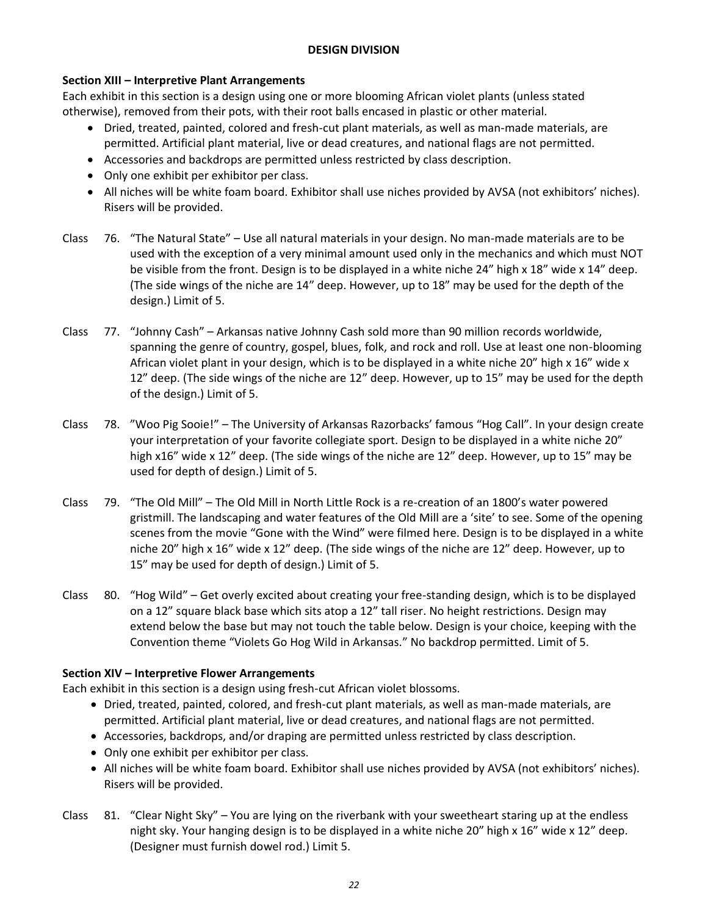## DESIGN DIVISION

### Section XIII – Interpretive Plant Arrangements

Each exhibit in this section is a design using one or more blooming African violet plants (unless stated otherwise), removed from their pots, with their root balls encased in plastic or other material.

- Dried, treated, painted, colored and fresh-cut plant materials, as well as man-made materials, are permitted. Artificial plant material, live or dead creatures, and national flags are not permitted.
- Accessories and backdrops are permitted unless restricted by class description.
- Only one exhibit per exhibitor per class.
- All niches will be white foam board. Exhibitor shall use niches provided by AVSA (not exhibitors' niches). Risers will be provided.

Class 76. "The Natural State" – Use all natural materials in your design. No man-made materials are to be used with the exception of a very minimal amount used only in the mechanics and which must NOT be visible from the front. Design is to be displayed in a white niche 24" high x 18" wide x 14" deep. (The side wings of the niche are 14" deep. However, up to 18" may be used for the depth of the design.) Limit of 5.

Class 77. "Johnny Cash" – Arkansas native Johnny Cash sold more than 90 million records worldwide, spanning the genre of country, gospel, blues, folk, and rock and roll. Use at least one non-blooming African violet plant in your design, which is to be displayed in a white niche 20" high x 16" wide x 12" deep. (The side wings of the niche are 12" deep. However, up to 15" may be used for the depth of the design.) Limit of 5.

Class 78. "Woo Pig Sooie!" – The University of Arkansas Razorbacks' famous "Hog Call". In your design create your interpretation of your favorite collegiate sport. Design to be displayed in a white niche 20" high x16" wide x 12" deep. (The side wings of the niche are 12" deep. However, up to 15" may be used for depth of design.) Limit of 5.

Class 79. "The Old Mill" – The Old Mill in North Little Rock is a re-creation of an 1800's water powered gristmill. The landscaping and water features of the Old Mill are a 'site' to see. Some of the opening scenes from the movie "Gone with the Wind" were filmed here. Design is to be displayed in a white niche 20" high x 16" wide x 12" deep. (The side wings of the niche are 12" deep. However, up to 15" may be used for depth of design.) Limit of 5.

Class 80. "Hog Wild" – Get overly excited about creating your free-standing design, which is to be displayed on a 12" square black base which sits atop a 12" tall riser. No height restrictions. Design may extend below the base but may not touch the table below. Design is your choice, keeping with the Convention theme "Violets Go Hog Wild in Arkansas." No backdrop permitted. Limit of 5.

### Section XIV – Interpretive Flower Arrangements

Each exhibit in this section is a design using fresh-cut African violet blossoms.

- Dried, treated, painted, colored, and fresh-cut plant materials, as well as man-made materials, are permitted. Artificial plant material, live or dead creatures, and national flags are not permitted.
- Accessories, backdrops, and/or draping are permitted unless restricted by class description.
- Only one exhibit per exhibitor per class.
- All niches will be white foam board. Exhibitor shall use niches provided by AVSA (not exhibitors' niches). Risers will be provided.

Class 81. "Clear Night Sky" – You are lying on the riverbank with your sweetheart staring up at the endless night sky. Your hanging design is to be displayed in a white niche 20" high x 16" wide x 12" deep. (Designer must furnish dowel rod.) Limit 5.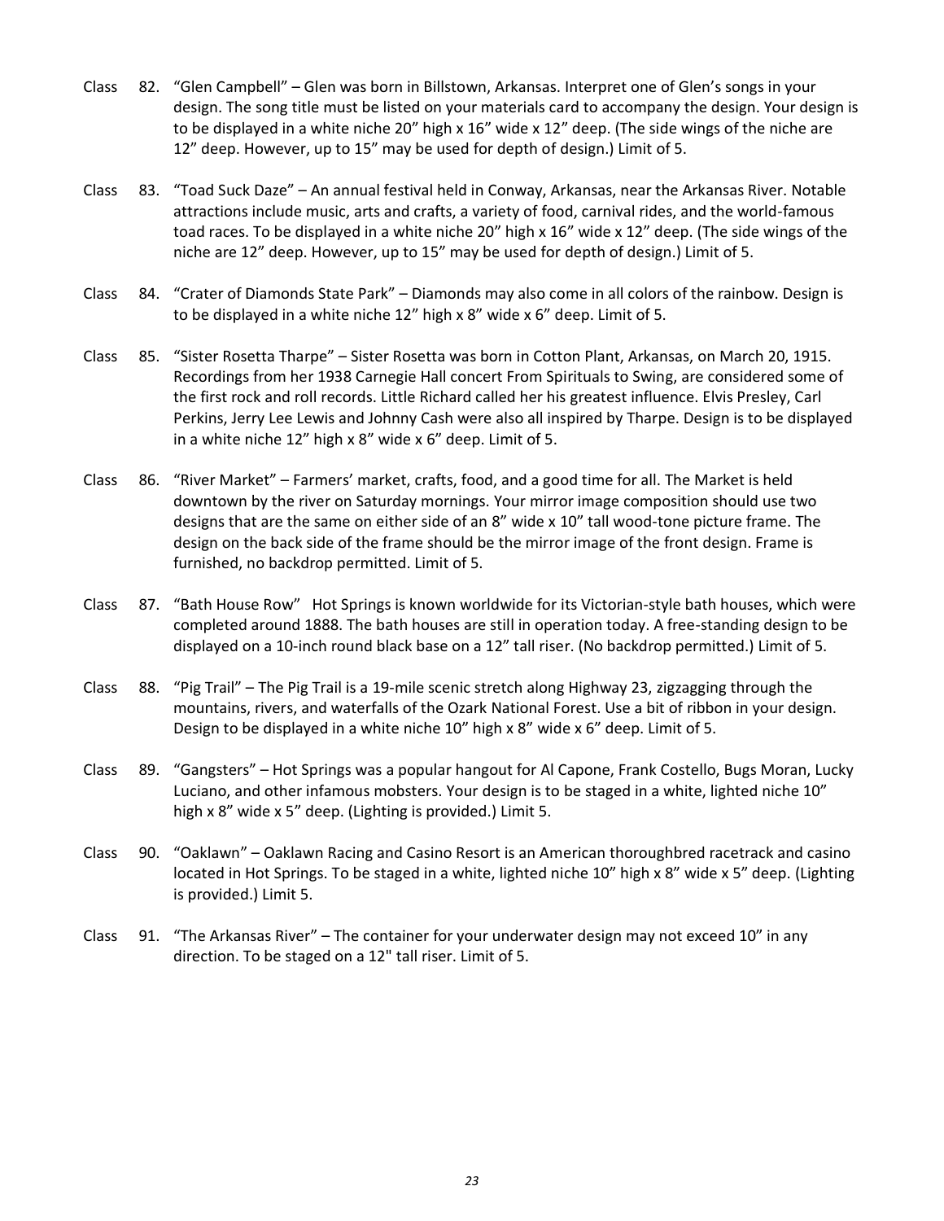Class 82. "Glen Campbell" – Glen was born in Billstown, Arkansas. Interpret one of Glen's songs in your design. The song title must be listed on your materials card to accompany the design. Your design is to be displayed in a white niche 20" high x 16" wide x 12" deep. (The side wings of the niche are 12" deep. However, up to 15" may be used for depth of design.) Limit of 5.

Class 83. "Toad Suck Daze" – An annual festival held in Conway, Arkansas, near the Arkansas River. Notable attractions include music, arts and crafts, a variety of food, carnival rides, and the world-famous toad races. To be displayed in a white niche 20" high x 16" wide x 12" deep. (The side wings of the niche are 12" deep. However, up to 15" may be used for depth of design.) Limit of 5.

Class 84. "Crater of Diamonds State Park" – Diamonds may also come in all colors of the rainbow. Design is to be displayed in a white niche 12" high x 8" wide x 6" deep. Limit of 5.

Class 85. "Sister Rosetta Tharpe" – Sister Rosetta was born in Cotton Plant, Arkansas, on March 20, 1915. Recordings from her 1938 Carnegie Hall concert From Spirituals to Swing, are considered some of the first rock and roll records. Little Richard called her his greatest influence. Elvis Presley, Carl Perkins, Jerry Lee Lewis and Johnny Cash were also all inspired by Tharpe. Design is to be displayed in a white niche 12" high x 8" wide x 6" deep. Limit of 5.

Class 86. "River Market" – Farmers' market, crafts, food, and a good time for all. The Market is held downtown by the river on Saturday mornings. Your mirror image composition should use two designs that are the same on either side of an 8" wide x 10" tall wood-tone picture frame. The design on the back side of the frame should be the mirror image of the front design. Frame is furnished, no backdrop permitted. Limit of 5.

Class 87. "Bath House Row" Hot Springs is known worldwide for its Victorian-style bath houses, which were completed around 1888. The bath houses are still in operation today. A free-standing design to be displayed on a 10-inch round black base on a 12" tall riser. (No backdrop permitted.) Limit of 5.

Class 88. "Pig Trail" – The Pig Trail is a 19-mile scenic stretch along Highway 23, zigzagging through the mountains, rivers, and waterfalls of the Ozark National Forest. Use a bit of ribbon in your design. Design to be displayed in a white niche 10" high x 8" wide x 6" deep. Limit of 5.

Class 89. "Gangsters" – Hot Springs was a popular hangout for Al Capone, Frank Costello, Bugs Moran, Lucky Luciano, and other infamous mobsters. Your design is to be staged in a white, lighted niche 10" high x 8" wide x 5" deep. (Lighting is provided.) Limit 5.

Class 90. "Oaklawn" – Oaklawn Racing and Casino Resort is an American thoroughbred racetrack and casino located in Hot Springs. To be staged in a white, lighted niche 10" high x 8" wide x 5" deep. (Lighting is provided.) Limit 5.

Class 91. "The Arkansas River" – The container for your underwater design may not exceed 10" in any direction. To be staged on a 12" tall riser. Limit of 5.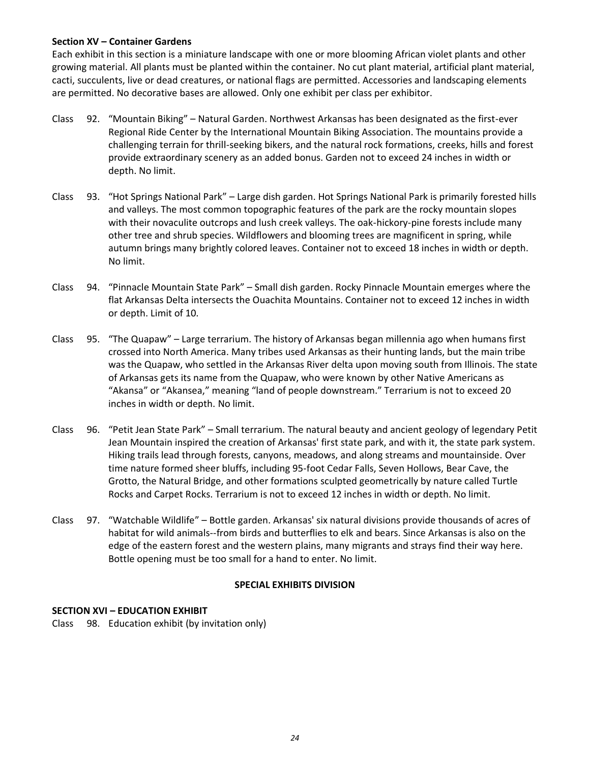**Section XV – Container Gardens**

Each exhibit in this section is a miniature landscape with one or more blooming African violet plants and other growing material. All plants must be planted within the container. No cut plant material, artificial plant material, cacti, succulents, live or dead creatures, or national flags are permitted. Accessories and landscaping elements are permitted. No decorative bases are allowed. Only one exhibit per class per exhibitor.

Class 92. "Mountain Biking" – Natural Garden. Northwest Arkansas has been designated as the first-ever Regional Ride Center by the International Mountain Biking Association. The mountains provide a challenging terrain for thrill-seeking bikers, and the natural rock formations, creeks, hills and forest provide extraordinary scenery as an added bonus. Garden not to exceed 24 inches in width or depth. No limit.

Class 93. "Hot Springs National Park" – Large dish garden. Hot Springs National Park is primarily forested hills and valleys. The most common topographic features of the park are the rocky mountain slopes with their novaculite outcrops and lush creek valleys. The oak-hickory-pine forests include many other tree and shrub species. Wildflowers and blooming trees are magnificent in spring, while autumn brings many brightly colored leaves. Container not to exceed 18 inches in width or depth. No limit.

Class 94. "Pinnacle Mountain State Park" – Small dish garden. Rocky Pinnacle Mountain emerges where the flat Arkansas Delta intersects the Ouachita Mountains. Container not to exceed 12 inches in width or depth. Limit of 10.

Class 95. "The Quapaw" – Large terrarium. The history of Arkansas began millennia ago when humans first crossed into North America. Many tribes used Arkansas as their hunting lands, but the main tribe was the Quapaw, who settled in the Arkansas River delta upon moving south from Illinois. The state of Arkansas gets its name from the Quapaw, who were known by other Native Americans as "Akansa" or "Akansea," meaning "land of people downstream." Terrarium is not to exceed 20 inches in width or depth. No limit.

Class 96. "Petit Jean State Park" – Small terrarium. The natural beauty and ancient geology of legendary Petit Jean Mountain inspired the creation of Arkansas' first state park, and with it, the state park system. Hiking trails lead through forests, canyons, meadows, and along streams and mountainside. Over time nature formed sheer bluffs, including 95-foot Cedar Falls, Seven Hollows, Bear Cave, the Grotto, the Natural Bridge, and other formations sculpted geometrically by nature called Turtle Rocks and Carpet Rocks. Terrarium is not to exceed 12 inches in width or depth. No limit.

Class 97. "Watchable Wildlife" – Bottle garden. Arkansas' six natural divisions provide thousands of acres of habitat for wild animals--from birds and butterflies to elk and bears. Since Arkansas is also on the edge of the eastern forest and the western plains, many migrants and strays find their way here. Bottle opening must be too small for a hand to enter. No limit.

## SPECIAL EXHIBITS DIVISION

**SECTION XVI – EDUCATION EXHIBIT**

Class 98. Education exhibit (by invitation only)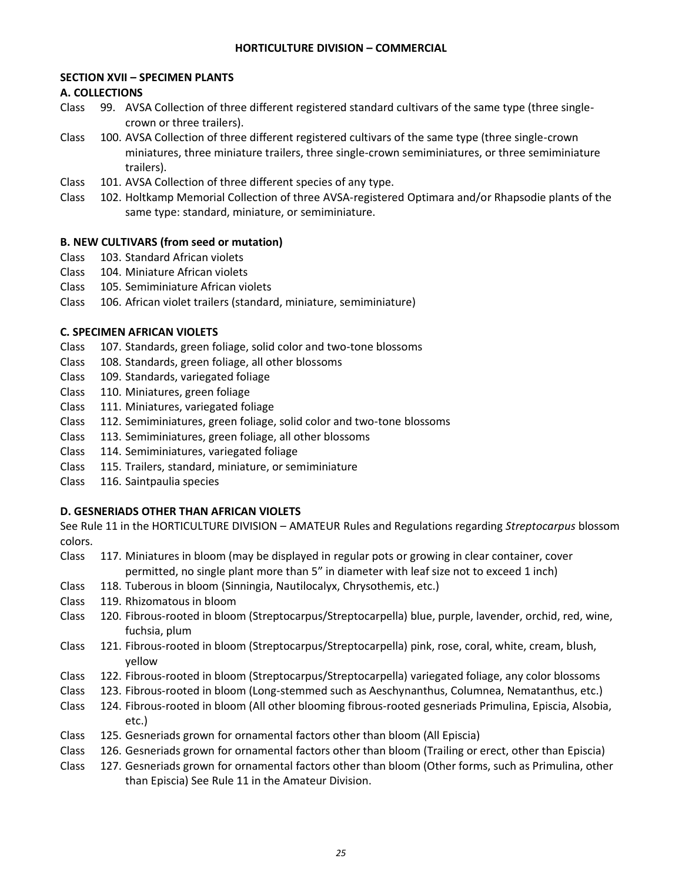## HORTICULTURE DIVISION – COMMERCIAL

### SECTION XVII – SPECIMEN PLANTS

#### A. COLLECTIONS

- Class 99. AVSA Collection of three different registered standard cultivars of the same type (three single-crown or three trailers).
- Class 100. AVSA Collection of three different registered cultivars of the same type (three single-crown miniatures, three miniature trailers, three single-crown semiminiatures, or three semiminiature trailers).
- Class 101. AVSA Collection of three different species of any type.
- Class 102. Holtkamp Memorial Collection of three AVSA-registered Optimara and/or Rhapsodie plants of the same type: standard, miniature, or semiminiature.

#### B. NEW CULTIVARS (from seed or mutation)

- Class 103. Standard African violets
- Class 104. Miniature African violets
- Class 105. Semiminiature African violets
- Class 106. African violet trailers (standard, miniature, semiminiature)

#### C. SPECIMEN AFRICAN VIOLETS

- Class 107. Standards, green foliage, solid color and two-tone blossoms
- Class 108. Standards, green foliage, all other blossoms
- Class 109. Standards, variegated foliage
- Class 110. Miniatures, green foliage
- Class 111. Miniatures, variegated foliage
- Class 112. Semiminiatures, green foliage, solid color and two-tone blossoms
- Class 113. Semiminiatures, green foliage, all other blossoms
- Class 114. Semiminiatures, variegated foliage
- Class 115. Trailers, standard, miniature, or semiminiature
- Class 116. Saintpaulia species

#### D. GESNERIADS OTHER THAN AFRICAN VIOLETS

See Rule 11 in the HORTICULTURE DIVISION – AMATEUR Rules and Regulations regarding *Streptocarpus* blossom colors.

- Class 117. Miniatures in bloom (may be displayed in regular pots or growing in clear container, cover permitted, no single plant more than 5" in diameter with leaf size not to exceed 1 inch)
- Class 118. Tuberous in bloom (Sinningia, Nautilocalyx, Chrysothemis, etc.)
- Class 119. Rhizomatous in bloom
- Class 120. Fibrous-rooted in bloom (Streptocarpus/Streptocarpella) blue, purple, lavender, orchid, red, wine, fuchsia, plum
- Class 121. Fibrous-rooted in bloom (Streptocarpus/Streptocarpella) pink, rose, coral, white, cream, blush, yellow
- Class 122. Fibrous-rooted in bloom (Streptocarpus/Streptocarpella) variegated foliage, any color blossoms
- Class 123. Fibrous-rooted in bloom (Long-stemmed such as Aeschynanthus, Columnea, Nematanthus, etc.)
- Class 124. Fibrous-rooted in bloom (All other blooming fibrous-rooted gesneriads Primulina, Episcia, Alsobia, etc.)
- Class 125. Gesneriads grown for ornamental factors other than bloom (All Episcia)
- Class 126. Gesneriads grown for ornamental factors other than bloom (Trailing or erect, other than Episcia)
- Class 127. Gesneriads grown for ornamental factors other than bloom (Other forms, such as Primulina, other than Episcia) See Rule 11 in the Amateur Division.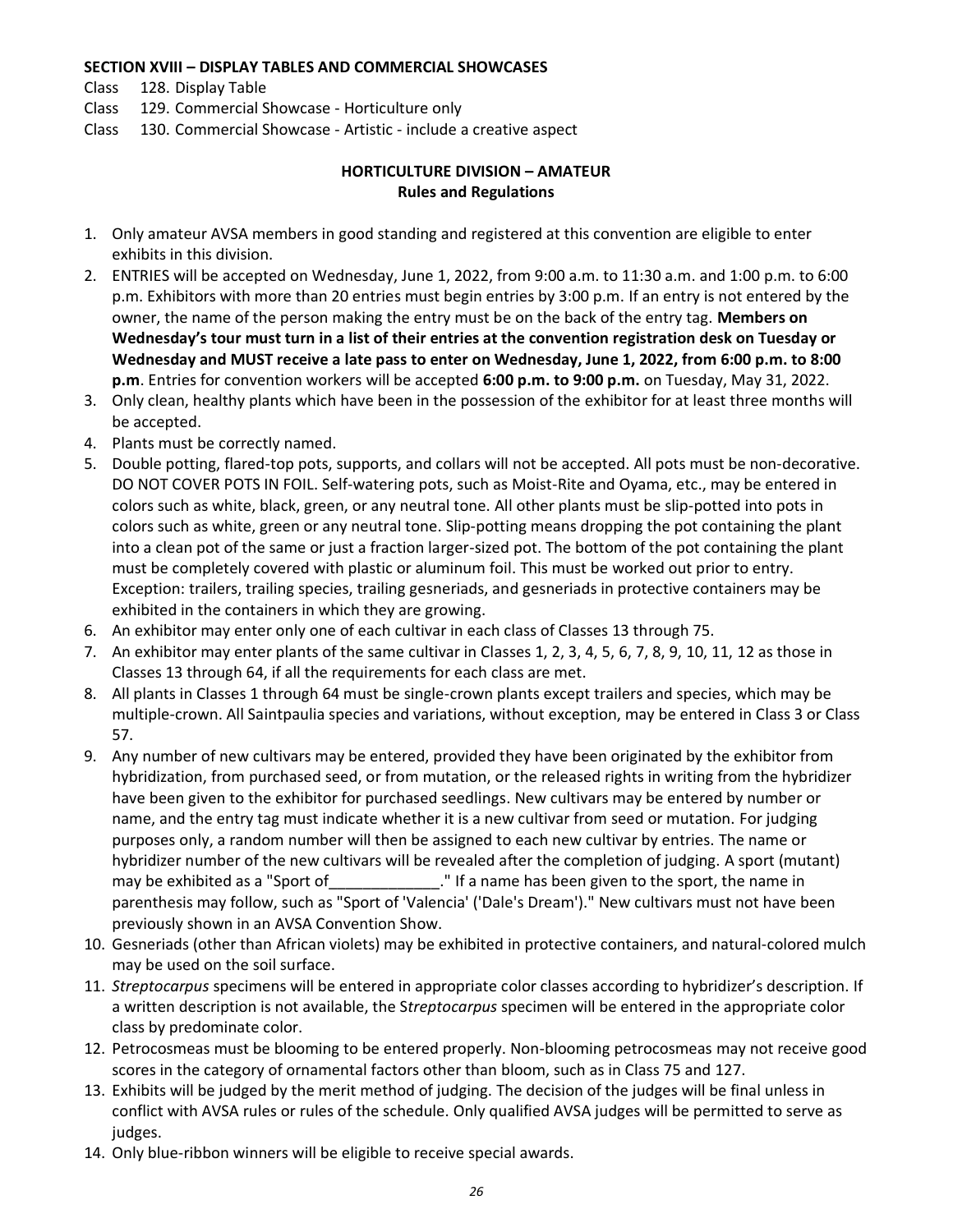**SECTION XVIII – DISPLAY TABLES AND COMMERCIAL SHOWCASES**

Class 128. Display Table

Class 129. Commercial Showcase - Horticulture only

Class 130. Commercial Showcase - Artistic - include a creative aspect

## HORTICULTURE DIVISION – AMATEUR
### Rules and Regulations

1. Only amateur AVSA members in good standing and registered at this convention are eligible to enter exhibits in this division.
2. ENTRIES will be accepted on Wednesday, June 1, 2022, from 9:00 a.m. to 11:30 a.m. and 1:00 p.m. to 6:00 p.m. Exhibitors with more than 20 entries must begin entries by 3:00 p.m. If an entry is not entered by the owner, the name of the person making the entry must be on the back of the entry tag. **Members on Wednesday's tour must turn in a list of their entries at the convention registration desk on Tuesday or Wednesday and MUST receive a late pass to enter on Wednesday, June 1, 2022, from 6:00 p.m. to 8:00 p.m**. Entries for convention workers will be accepted **6:00 p.m. to 9:00 p.m.** on Tuesday, May 31, 2022.
3. Only clean, healthy plants which have been in the possession of the exhibitor for at least three months will be accepted.
4. Plants must be correctly named.
5. Double potting, flared-top pots, supports, and collars will not be accepted. All pots must be non-decorative. DO NOT COVER POTS IN FOIL. Self-watering pots, such as Moist-Rite and Oyama, etc., may be entered in colors such as white, black, green, or any neutral tone. All other plants must be slip-potted into pots in colors such as white, green or any neutral tone. Slip-potting means dropping the pot containing the plant into a clean pot of the same or just a fraction larger-sized pot. The bottom of the pot containing the plant must be completely covered with plastic or aluminum foil. This must be worked out prior to entry. Exception: trailers, trailing species, trailing gesneriads, and gesneriads in protective containers may be exhibited in the containers in which they are growing.
6. An exhibitor may enter only one of each cultivar in each class of Classes 13 through 75.
7. An exhibitor may enter plants of the same cultivar in Classes 1, 2, 3, 4, 5, 6, 7, 8, 9, 10, 11, 12 as those in Classes 13 through 64, if all the requirements for each class are met.
8. All plants in Classes 1 through 64 must be single-crown plants except trailers and species, which may be multiple-crown. All Saintpaulia species and variations, without exception, may be entered in Class 3 or Class 57.
9. Any number of new cultivars may be entered, provided they have been originated by the exhibitor from hybridization, from purchased seed, or from mutation, or the released rights in writing from the hybridizer have been given to the exhibitor for purchased seedlings. New cultivars may be entered by number or name, and the entry tag must indicate whether it is a new cultivar from seed or mutation. For judging purposes only, a random number will then be assigned to each new cultivar by entries. The name or hybridizer number of the new cultivars will be revealed after the completion of judging. A sport (mutant) may be exhibited as a "Sport of_____________." If a name has been given to the sport, the name in parenthesis may follow, such as "Sport of 'Valencia' ('Dale's Dream')." New cultivars must not have been previously shown in an AVSA Convention Show.
10. Gesneriads (other than African violets) may be exhibited in protective containers, and natural-colored mulch may be used on the soil surface.
11. *Streptocarpus* specimens will be entered in appropriate color classes according to hybridizer's description. If a written description is not available, the S*treptocarpus* specimen will be entered in the appropriate color class by predominate color.
12. Petrocosmeas must be blooming to be entered properly. Non-blooming petrocosmeas may not receive good scores in the category of ornamental factors other than bloom, such as in Class 75 and 127.
13. Exhibits will be judged by the merit method of judging. The decision of the judges will be final unless in conflict with AVSA rules or rules of the schedule. Only qualified AVSA judges will be permitted to serve as judges.
14. Only blue-ribbon winners will be eligible to receive special awards.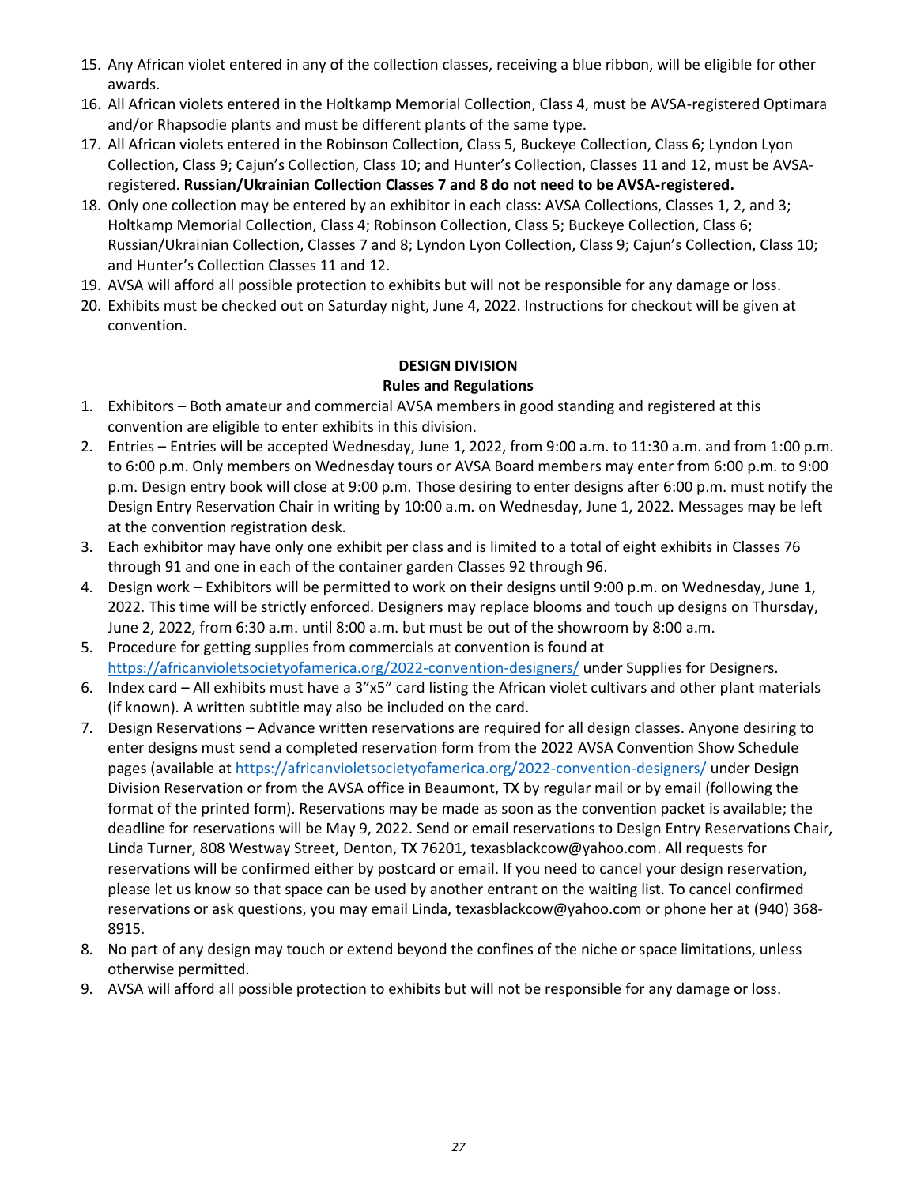15. Any African violet entered in any of the collection classes, receiving a blue ribbon, will be eligible for other awards.
16. All African violets entered in the Holtkamp Memorial Collection, Class 4, must be AVSA-registered Optimara and/or Rhapsodie plants and must be different plants of the same type.
17. All African violets entered in the Robinson Collection, Class 5, Buckeye Collection, Class 6; Lyndon Lyon Collection, Class 9; Cajun's Collection, Class 10; and Hunter's Collection, Classes 11 and 12, must be AVSA-registered. **Russian/Ukrainian Collection Classes 7 and 8 do not need to be AVSA-registered.**
18. Only one collection may be entered by an exhibitor in each class: AVSA Collections, Classes 1, 2, and 3; Holtkamp Memorial Collection, Class 4; Robinson Collection, Class 5; Buckeye Collection, Class 6; Russian/Ukrainian Collection, Classes 7 and 8; Lyndon Lyon Collection, Class 9; Cajun's Collection, Class 10; and Hunter's Collection Classes 11 and 12.
19. AVSA will afford all possible protection to exhibits but will not be responsible for any damage or loss.
20. Exhibits must be checked out on Saturday night, June 4, 2022. Instructions for checkout will be given at convention.

## DESIGN DIVISION
### Rules and Regulations

1. Exhibitors – Both amateur and commercial AVSA members in good standing and registered at this convention are eligible to enter exhibits in this division.
2. Entries – Entries will be accepted Wednesday, June 1, 2022, from 9:00 a.m. to 11:30 a.m. and from 1:00 p.m. to 6:00 p.m. Only members on Wednesday tours or AVSA Board members may enter from 6:00 p.m. to 9:00 p.m. Design entry book will close at 9:00 p.m. Those desiring to enter designs after 6:00 p.m. must notify the Design Entry Reservation Chair in writing by 10:00 a.m. on Wednesday, June 1, 2022. Messages may be left at the convention registration desk.
3. Each exhibitor may have only one exhibit per class and is limited to a total of eight exhibits in Classes 76 through 91 and one in each of the container garden Classes 92 through 96.
4. Design work – Exhibitors will be permitted to work on their designs until 9:00 p.m. on Wednesday, June 1, 2022. This time will be strictly enforced. Designers may replace blooms and touch up designs on Thursday, June 2, 2022, from 6:30 a.m. until 8:00 a.m. but must be out of the showroom by 8:00 a.m.
5. Procedure for getting supplies from commercials at convention is found at https://africanvioletsocietyofamerica.org/2022-convention-designers/ under Supplies for Designers.
6. Index card – All exhibits must have a 3"x5" card listing the African violet cultivars and other plant materials (if known). A written subtitle may also be included on the card.
7. Design Reservations – Advance written reservations are required for all design classes. Anyone desiring to enter designs must send a completed reservation form from the 2022 AVSA Convention Show Schedule pages (available at https://africanvioletsocietyofamerica.org/2022-convention-designers/ under Design Division Reservation or from the AVSA office in Beaumont, TX by regular mail or by email (following the format of the printed form). Reservations may be made as soon as the convention packet is available; the deadline for reservations will be May 9, 2022. Send or email reservations to Design Entry Reservations Chair, Linda Turner, 808 Westway Street, Denton, TX 76201, texasblackcow@yahoo.com. All requests for reservations will be confirmed either by postcard or email. If you need to cancel your design reservation, please let us know so that space can be used by another entrant on the waiting list. To cancel confirmed reservations or ask questions, you may email Linda, texasblackcow@yahoo.com or phone her at (940) 368-8915.
8. No part of any design may touch or extend beyond the confines of the niche or space limitations, unless otherwise permitted.
9. AVSA will afford all possible protection to exhibits but will not be responsible for any damage or loss.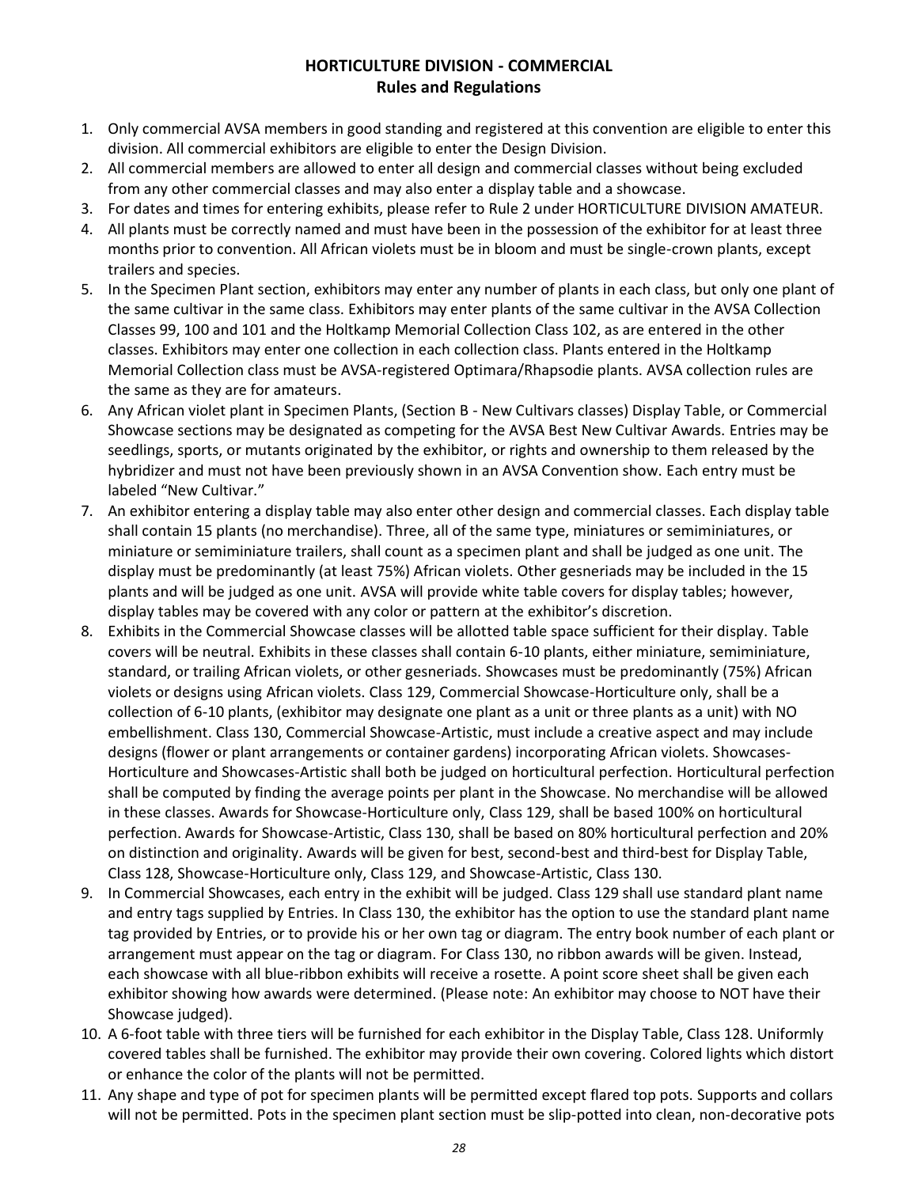## HORTICULTURE DIVISION - COMMERCIAL
## Rules and Regulations

1. Only commercial AVSA members in good standing and registered at this convention are eligible to enter this division. All commercial exhibitors are eligible to enter the Design Division.
2. All commercial members are allowed to enter all design and commercial classes without being excluded from any other commercial classes and may also enter a display table and a showcase.
3. For dates and times for entering exhibits, please refer to Rule 2 under HORTICULTURE DIVISION AMATEUR.
4. All plants must be correctly named and must have been in the possession of the exhibitor for at least three months prior to convention. All African violets must be in bloom and must be single-crown plants, except trailers and species.
5. In the Specimen Plant section, exhibitors may enter any number of plants in each class, but only one plant of the same cultivar in the same class. Exhibitors may enter plants of the same cultivar in the AVSA Collection Classes 99, 100 and 101 and the Holtkamp Memorial Collection Class 102, as are entered in the other classes. Exhibitors may enter one collection in each collection class. Plants entered in the Holtkamp Memorial Collection class must be AVSA-registered Optimara/Rhapsodie plants. AVSA collection rules are the same as they are for amateurs.
6. Any African violet plant in Specimen Plants, (Section B - New Cultivars classes) Display Table, or Commercial Showcase sections may be designated as competing for the AVSA Best New Cultivar Awards. Entries may be seedlings, sports, or mutants originated by the exhibitor, or rights and ownership to them released by the hybridizer and must not have been previously shown in an AVSA Convention show. Each entry must be labeled "New Cultivar."
7. An exhibitor entering a display table may also enter other design and commercial classes. Each display table shall contain 15 plants (no merchandise). Three, all of the same type, miniatures or semiminiatures, or miniature or semiminiature trailers, shall count as a specimen plant and shall be judged as one unit. The display must be predominantly (at least 75%) African violets. Other gesneriads may be included in the 15 plants and will be judged as one unit. AVSA will provide white table covers for display tables; however, display tables may be covered with any color or pattern at the exhibitor's discretion.
8. Exhibits in the Commercial Showcase classes will be allotted table space sufficient for their display. Table covers will be neutral. Exhibits in these classes shall contain 6-10 plants, either miniature, semiminiature, standard, or trailing African violets, or other gesneriads. Showcases must be predominantly (75%) African violets or designs using African violets. Class 129, Commercial Showcase-Horticulture only, shall be a collection of 6-10 plants, (exhibitor may designate one plant as a unit or three plants as a unit) with NO embellishment. Class 130, Commercial Showcase-Artistic, must include a creative aspect and may include designs (flower or plant arrangements or container gardens) incorporating African violets. Showcases-Horticulture and Showcases-Artistic shall both be judged on horticultural perfection. Horticultural perfection shall be computed by finding the average points per plant in the Showcase. No merchandise will be allowed in these classes. Awards for Showcase-Horticulture only, Class 129, shall be based 100% on horticultural perfection. Awards for Showcase-Artistic, Class 130, shall be based on 80% horticultural perfection and 20% on distinction and originality. Awards will be given for best, second-best and third-best for Display Table, Class 128, Showcase-Horticulture only, Class 129, and Showcase-Artistic, Class 130.
9. In Commercial Showcases, each entry in the exhibit will be judged. Class 129 shall use standard plant name and entry tags supplied by Entries. In Class 130, the exhibitor has the option to use the standard plant name tag provided by Entries, or to provide his or her own tag or diagram. The entry book number of each plant or arrangement must appear on the tag or diagram. For Class 130, no ribbon awards will be given. Instead, each showcase with all blue-ribbon exhibits will receive a rosette. A point score sheet shall be given each exhibitor showing how awards were determined. (Please note: An exhibitor may choose to NOT have their Showcase judged).
10. A 6-foot table with three tiers will be furnished for each exhibitor in the Display Table, Class 128. Uniformly covered tables shall be furnished. The exhibitor may provide their own covering. Colored lights which distort or enhance the color of the plants will not be permitted.
11. Any shape and type of pot for specimen plants will be permitted except flared top pots. Supports and collars will not be permitted. Pots in the specimen plant section must be slip-potted into clean, non-decorative pots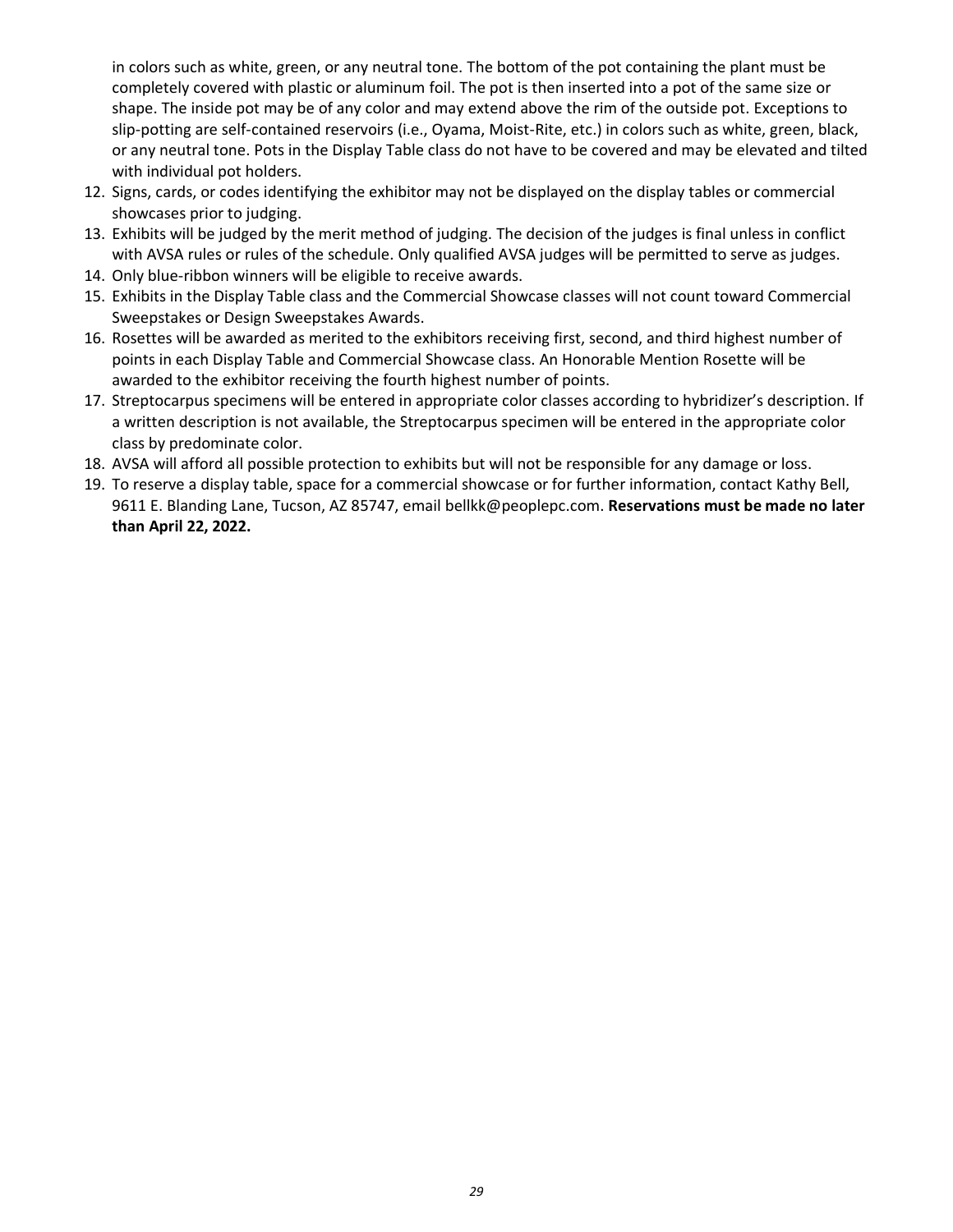in colors such as white, green, or any neutral tone. The bottom of the pot containing the plant must be completely covered with plastic or aluminum foil. The pot is then inserted into a pot of the same size or shape. The inside pot may be of any color and may extend above the rim of the outside pot. Exceptions to slip-potting are self-contained reservoirs (i.e., Oyama, Moist-Rite, etc.) in colors such as white, green, black, or any neutral tone. Pots in the Display Table class do not have to be covered and may be elevated and tilted with individual pot holders.

12. Signs, cards, or codes identifying the exhibitor may not be displayed on the display tables or commercial showcases prior to judging.
13. Exhibits will be judged by the merit method of judging. The decision of the judges is final unless in conflict with AVSA rules or rules of the schedule. Only qualified AVSA judges will be permitted to serve as judges.
14. Only blue-ribbon winners will be eligible to receive awards.
15. Exhibits in the Display Table class and the Commercial Showcase classes will not count toward Commercial Sweepstakes or Design Sweepstakes Awards.
16. Rosettes will be awarded as merited to the exhibitors receiving first, second, and third highest number of points in each Display Table and Commercial Showcase class. An Honorable Mention Rosette will be awarded to the exhibitor receiving the fourth highest number of points.
17. Streptocarpus specimens will be entered in appropriate color classes according to hybridizer's description. If a written description is not available, the Streptocarpus specimen will be entered in the appropriate color class by predominate color.
18. AVSA will afford all possible protection to exhibits but will not be responsible for any damage or loss.
19. To reserve a display table, space for a commercial showcase or for further information, contact Kathy Bell, 9611 E. Blanding Lane, Tucson, AZ 85747, email bellkk@peoplepc.com. **Reservations must be made no later than April 22, 2022.**